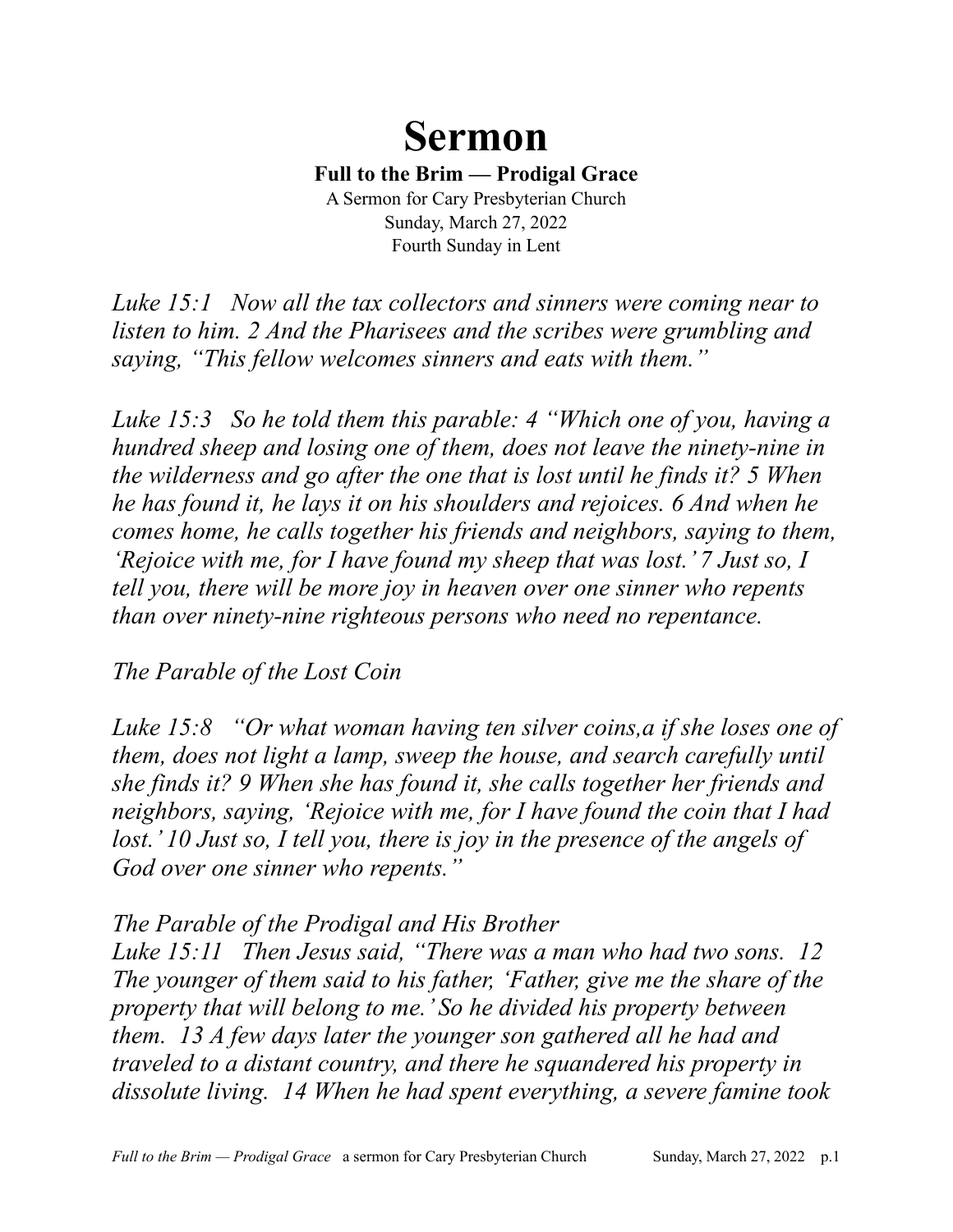# Sermon

**Full to the Brim — Prodigal Grace**

A Sermon for Cary Presbyterian Church
Sunday, March 27, 2022
Fourth Sunday in Lent

*Luke 15:1 Now all the tax collectors and sinners were coming near to listen to him. 2 And the Pharisees and the scribes were grumbling and saying, "This fellow welcomes sinners and eats with them."*

*Luke 15:3 So he told them this parable: 4 "Which one of you, having a hundred sheep and losing one of them, does not leave the ninety-nine in the wilderness and go after the one that is lost until he finds it? 5 When he has found it, he lays it on his shoulders and rejoices. 6 And when he comes home, he calls together his friends and neighbors, saying to them, 'Rejoice with me, for I have found my sheep that was lost.' 7 Just so, I tell you, there will be more joy in heaven over one sinner who repents than over ninety-nine righteous persons who need no repentance.*

*The Parable of the Lost Coin*

*Luke 15:8 "Or what woman having ten silver coins,a if she loses one of them, does not light a lamp, sweep the house, and search carefully until she finds it? 9 When she has found it, she calls together her friends and neighbors, saying, 'Rejoice with me, for I have found the coin that I had lost.' 10 Just so, I tell you, there is joy in the presence of the angels of God over one sinner who repents."*

*The Parable of the Prodigal and His Brother*
*Luke 15:11 Then Jesus said, "There was a man who had two sons. 12 The younger of them said to his father, 'Father, give me the share of the property that will belong to me.' So he divided his property between them. 13 A few days later the younger son gathered all he had and traveled to a distant country, and there he squandered his property in dissolute living. 14 When he had spent everything, a severe famine took*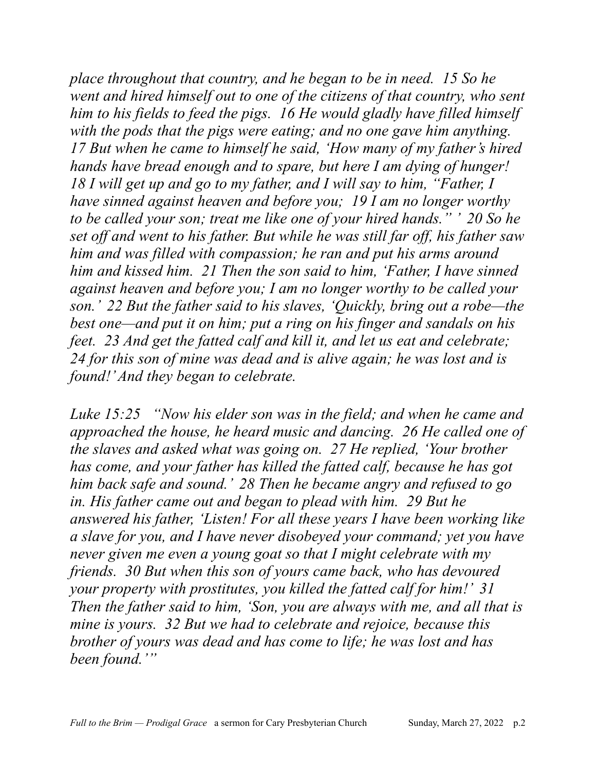*place throughout that country, and he began to be in need. 15 So he went and hired himself out to one of the citizens of that country, who sent him to his fields to feed the pigs. 16 He would gladly have filled himself with the pods that the pigs were eating; and no one gave him anything. 17 But when he came to himself he said, 'How many of my father's hired hands have bread enough and to spare, but here I am dying of hunger! 18 I will get up and go to my father, and I will say to him, "Father, I have sinned against heaven and before you; 19 I am no longer worthy to be called your son; treat me like one of your hired hands." ' 20 So he set off and went to his father. But while he was still far off, his father saw him and was filled with compassion; he ran and put his arms around him and kissed him. 21 Then the son said to him, 'Father, I have sinned against heaven and before you; I am no longer worthy to be called your son.' 22 But the father said to his slaves, 'Quickly, bring out a robe—the best one—and put it on him; put a ring on his finger and sandals on his feet. 23 And get the fatted calf and kill it, and let us eat and celebrate; 24 for this son of mine was dead and is alive again; he was lost and is found!' And they began to celebrate.*

*Luke 15:25 "Now his elder son was in the field; and when he came and approached the house, he heard music and dancing. 26 He called one of the slaves and asked what was going on. 27 He replied, 'Your brother has come, and your father has killed the fatted calf, because he has got him back safe and sound.' 28 Then he became angry and refused to go in. His father came out and began to plead with him. 29 But he answered his father, 'Listen! For all these years I have been working like a slave for you, and I have never disobeyed your command; yet you have never given me even a young goat so that I might celebrate with my friends. 30 But when this son of yours came back, who has devoured your property with prostitutes, you killed the fatted calf for him!' 31 Then the father said to him, 'Son, you are always with me, and all that is mine is yours. 32 But we had to celebrate and rejoice, because this brother of yours was dead and has come to life; he was lost and has been found.'"*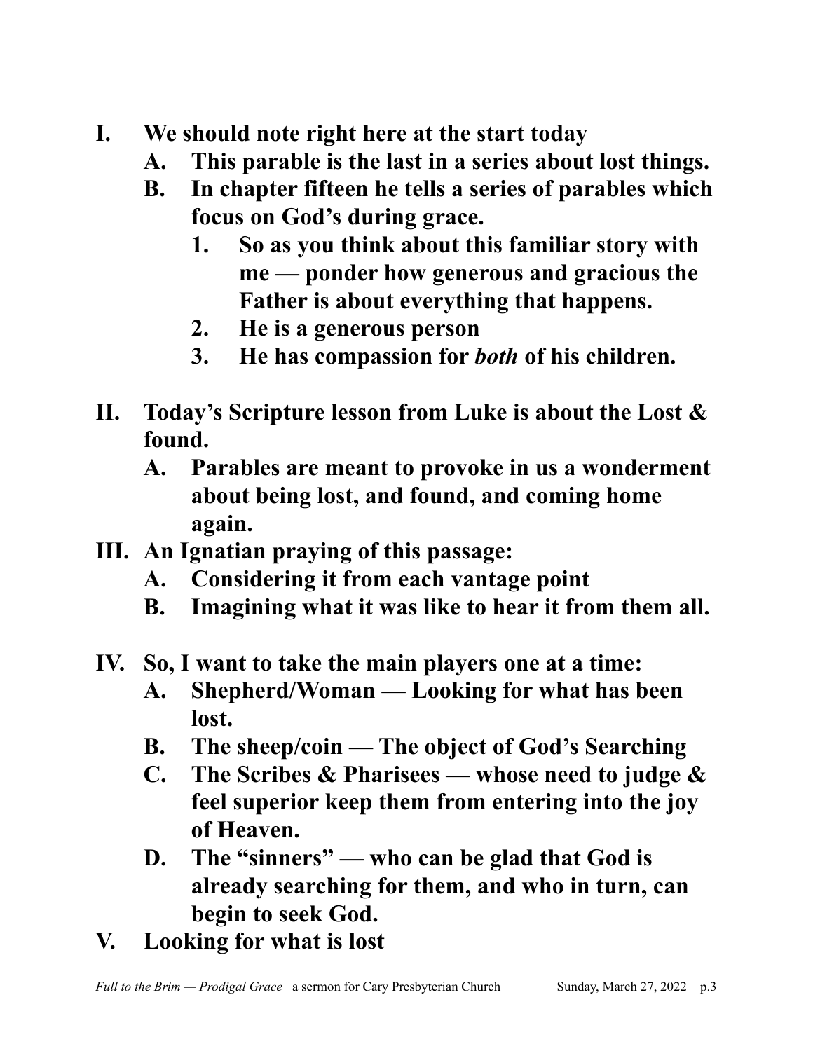**I. We should note right here at the start today**

- **A. This parable is the last in a series about lost things.**
- **B. In chapter fifteen he tells a series of parables which focus on God's during grace.**
    1. **So as you think about this familiar story with me — ponder how generous and gracious the Father is about everything that happens.**
    2. **He is a generous person**
    3. **He has compassion for *both* of his children.**

**II. Today's Scripture lesson from Luke is about the Lost & found.**

- **A. Parables are meant to provoke in us a wonderment about being lost, and found, and coming home again.**

**III. An Ignatian praying of this passage:**

- **A. Considering it from each vantage point**
- **B. Imagining what it was like to hear it from them all.**

**IV. So, I want to take the main players one at a time:**

- **A. Shepherd/Woman — Looking for what has been lost.**
- **B. The sheep/coin — The object of God's Searching**
- **C. The Scribes & Pharisees — whose need to judge & feel superior keep them from entering into the joy of Heaven.**
- **D. The "sinners" — who can be glad that God is already searching for them, and who in turn, can begin to seek God.**

**V. Looking for what is lost**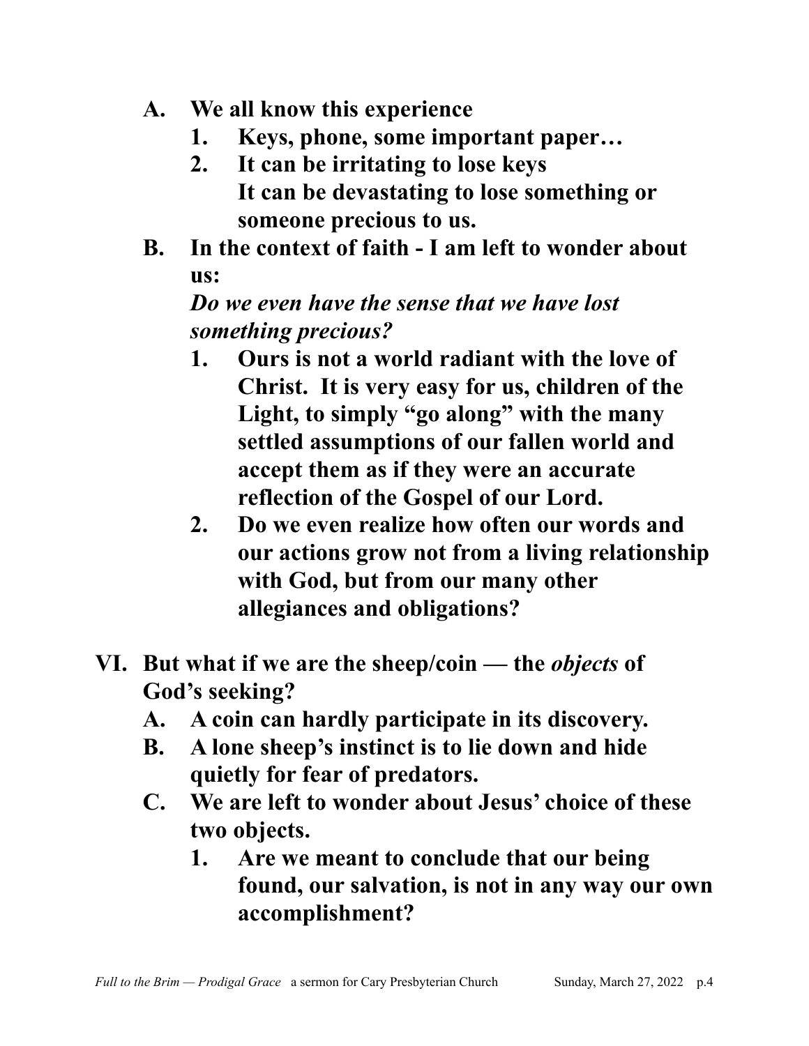- **A. We all know this experience**
  - **1. Keys, phone, some important paper…**
  - **2. It can be irritating to lose keys**
    **It can be devastating to lose something or someone precious to us.**
- **B. In the context of faith - I am left to wonder about us:**
  ***Do we even have the sense that we have lost something precious?***
  - **1. Ours is not a world radiant with the love of Christ. It is very easy for us, children of the Light, to simply "go along" with the many settled assumptions of our fallen world and accept them as if they were an accurate reflection of the Gospel of our Lord.**
  - **2. Do we even realize how often our words and our actions grow not from a living relationship with God, but from our many other allegiances and obligations?**

**VI. But what if we are the sheep/coin — the *objects* of God's seeking?**

- **A. A coin can hardly participate in its discovery.**
- **B. A lone sheep's instinct is to lie down and hide quietly for fear of predators.**
- **C. We are left to wonder about Jesus' choice of these two objects.**
  - **1. Are we meant to conclude that our being found, our salvation, is not in any way our own accomplishment?**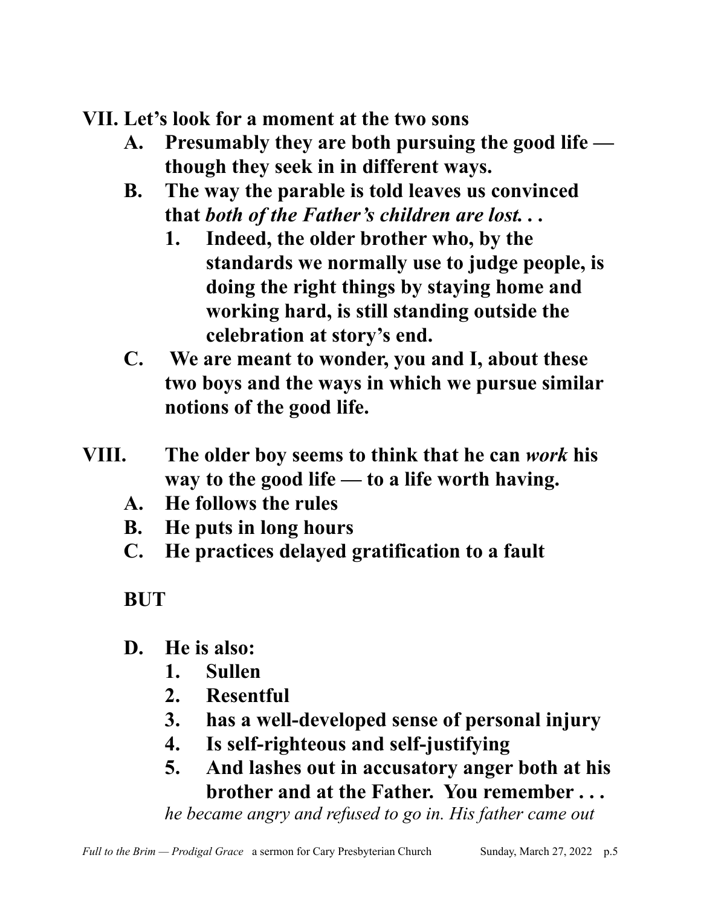**VII. Let's look for a moment at the two sons**

**A. Presumably they are both pursuing the good life — though they seek in in different ways.**

**B. The way the parable is told leaves us convinced that *both of the Father's children are lost. . .***

**1. Indeed, the older brother who, by the standards we normally use to judge people, is doing the right things by staying home and working hard, is still standing outside the celebration at story's end.**

**C. We are meant to wonder, you and I, about these two boys and the ways in which we pursue similar notions of the good life.**

**VIII. The older boy seems to think that he can *work* his way to the good life — to a life worth having.**

**A. He follows the rules**

**B. He puts in long hours**

**C. He practices delayed gratification to a fault**

**BUT**

**D. He is also:**

**1. Sullen**

**2. Resentful**

**3. has a well-developed sense of personal injury**

**4. Is self-righteous and self-justifying**

**5. And lashes out in accusatory anger both at his brother and at the Father. You remember . . .**

*he became angry and refused to go in. His father came out*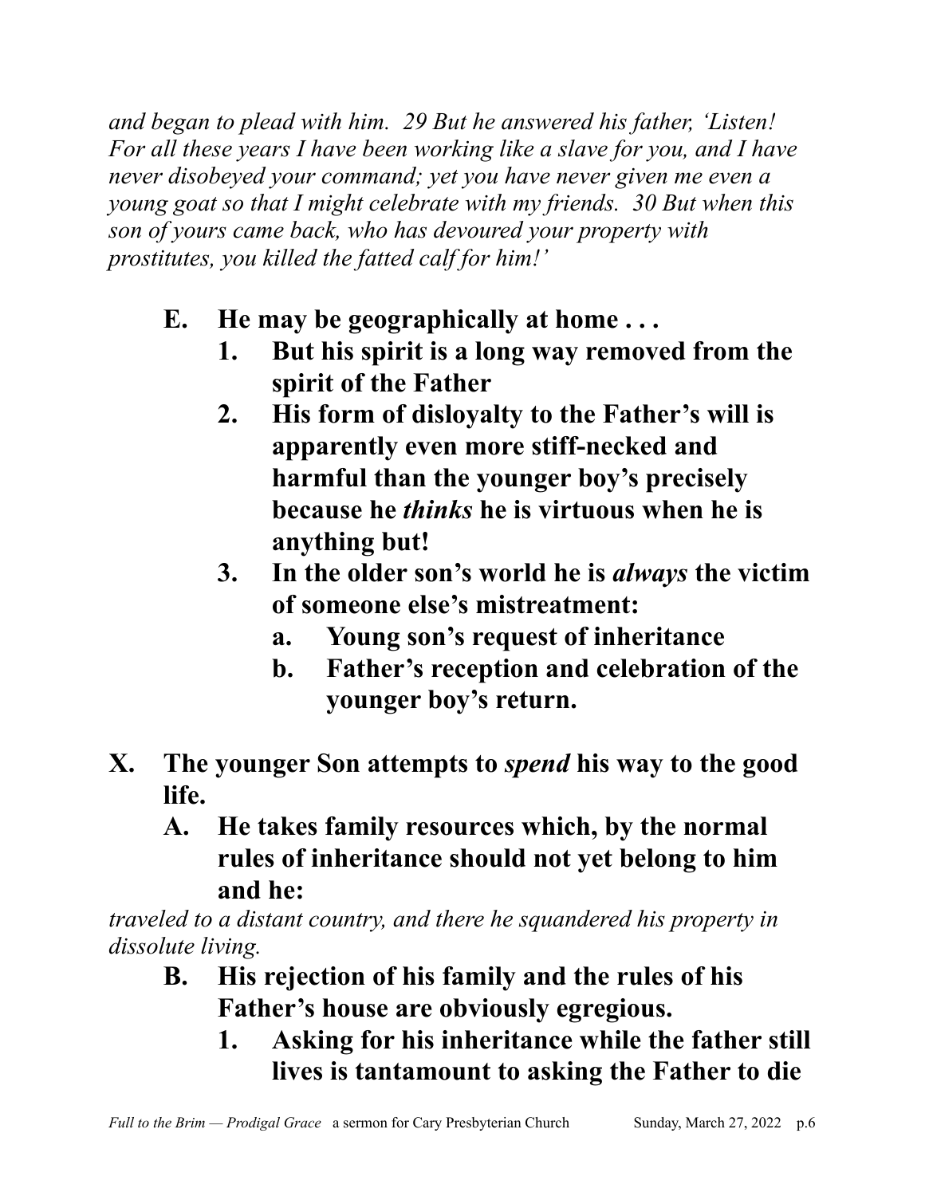*and began to plead with him. 29 But he answered his father, 'Listen! For all these years I have been working like a slave for you, and I have never disobeyed your command; yet you have never given me even a young goat so that I might celebrate with my friends. 30 But when this son of yours came back, who has devoured your property with prostitutes, you killed the fatted calf for him!'*

- **E. He may be geographically at home . . .**
  - **1. But his spirit is a long way removed from the spirit of the Father**
  - **2. His form of disloyalty to the Father's will is apparently even more stiff-necked and harmful than the younger boy's precisely because he *thinks* he is virtuous when he is anything but!**
  - **3. In the older son's world he is *always* the victim of someone else's mistreatment:**
    - **a. Young son's request of inheritance**
    - **b. Father's reception and celebration of the younger boy's return.**

**X. The younger Son attempts to *spend* his way to the good life.**

- **A. He takes family resources which, by the normal rules of inheritance should not yet belong to him and he:**

*traveled to a distant country, and there he squandered his property in dissolute living.*

- **B. His rejection of his family and the rules of his Father's house are obviously egregious.**
  - **1. Asking for his inheritance while the father still lives is tantamount to asking the Father to die**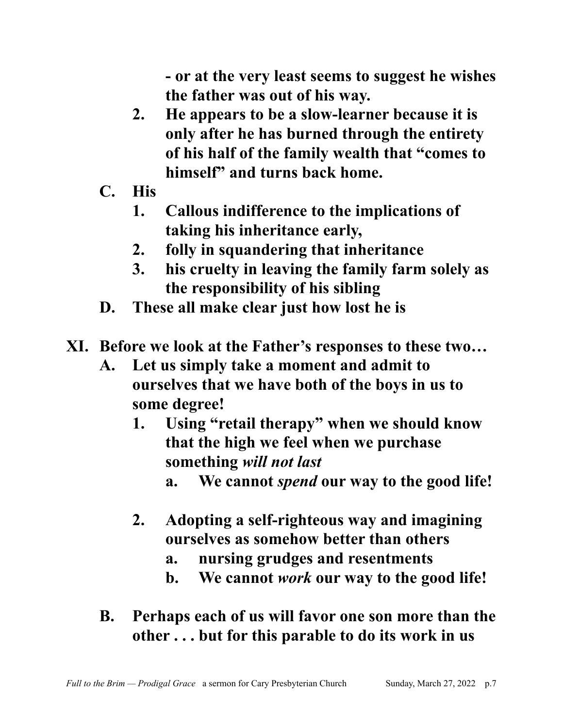**- or at the very least seems to suggest he wishes the father was out of his way.**

2. **He appears to be a slow-learner because it is only after he has burned through the entirety of his half of the family wealth that "comes to himself" and turns back home.**

C. **His**
   1. **Callous indifference to the implications of taking his inheritance early,**
   2. **folly in squandering that inheritance**
   3. **his cruelty in leaving the family farm solely as the responsibility of his sibling**

D. **These all make clear just how lost he is**

**XI. Before we look at the Father's responses to these two…**

A. **Let us simply take a moment and admit to ourselves that we have both of the boys in us to some degree!**
   1. **Using "retail therapy" when we should know that the high we feel when we purchase something *will not last***
      a. **We cannot *spend* our way to the good life!**

   2. **Adopting a self-righteous way and imagining ourselves as somehow better than others**
      a. **nursing grudges and resentments**
      b. **We cannot *work* our way to the good life!**

B. **Perhaps each of us will favor one son more than the other . . . but for this parable to do its work in us**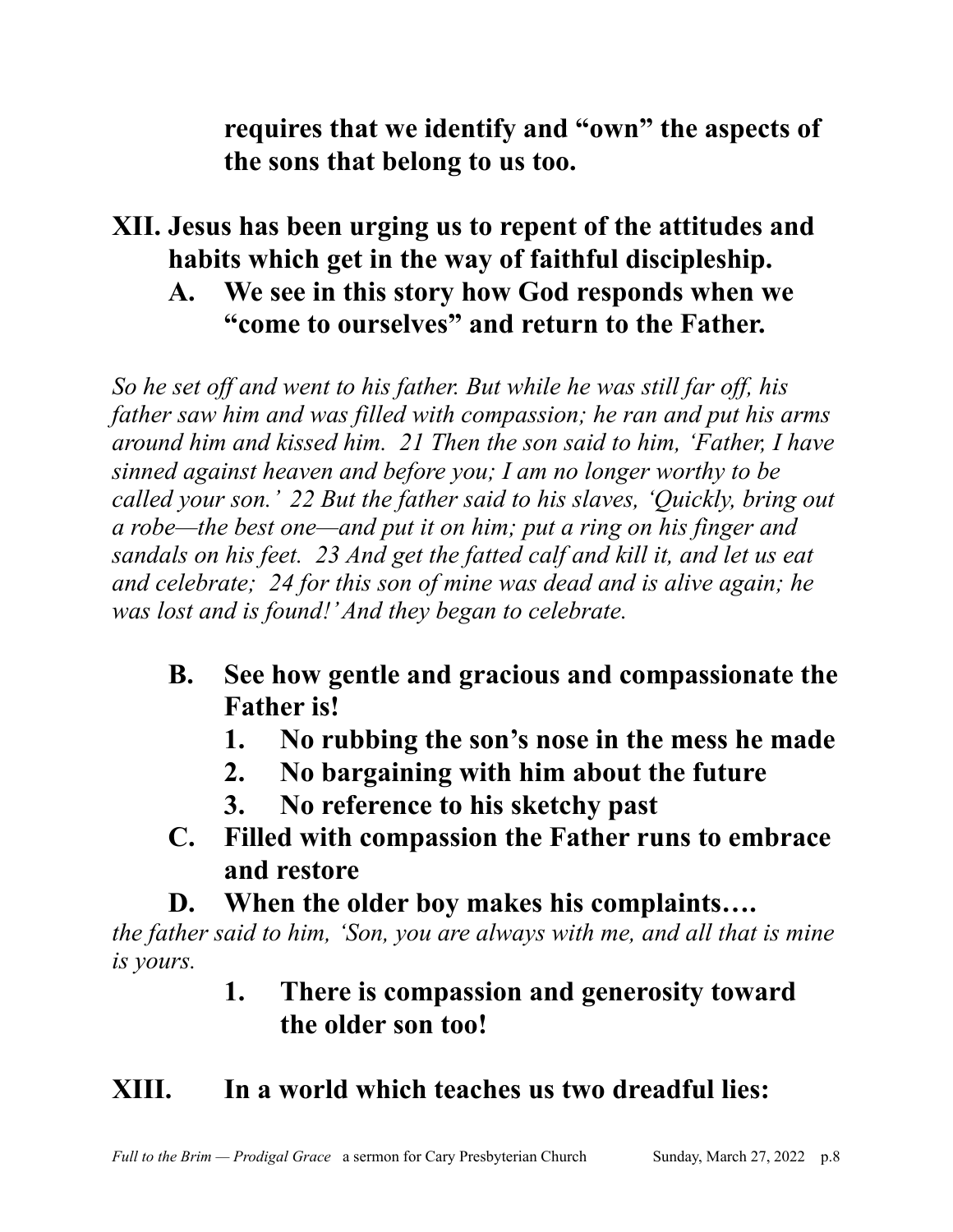**requires that we identify and "own" the aspects of the sons that belong to us too.**

**XII. Jesus has been urging us to repent of the attitudes and habits which get in the way of faithful discipleship.**

**A. We see in this story how God responds when we "come to ourselves" and return to the Father.**

*So he set off and went to his father. But while he was still far off, his father saw him and was filled with compassion; he ran and put his arms around him and kissed him. 21 Then the son said to him, 'Father, I have sinned against heaven and before you; I am no longer worthy to be called your son.' 22 But the father said to his slaves, 'Quickly, bring out a robe—the best one—and put it on him; put a ring on his finger and sandals on his feet. 23 And get the fatted calf and kill it, and let us eat and celebrate; 24 for this son of mine was dead and is alive again; he was lost and is found!' And they began to celebrate.*

**B. See how gentle and gracious and compassionate the Father is!**

1. **No rubbing the son's nose in the mess he made**
2. **No bargaining with him about the future**
3. **No reference to his sketchy past**

**C. Filled with compassion the Father runs to embrace and restore**

**D. When the older boy makes his complaints….**

*the father said to him, 'Son, you are always with me, and all that is mine is yours.*

1. **There is compassion and generosity toward the older son too!**

**XIII. In a world which teaches us two dreadful lies:**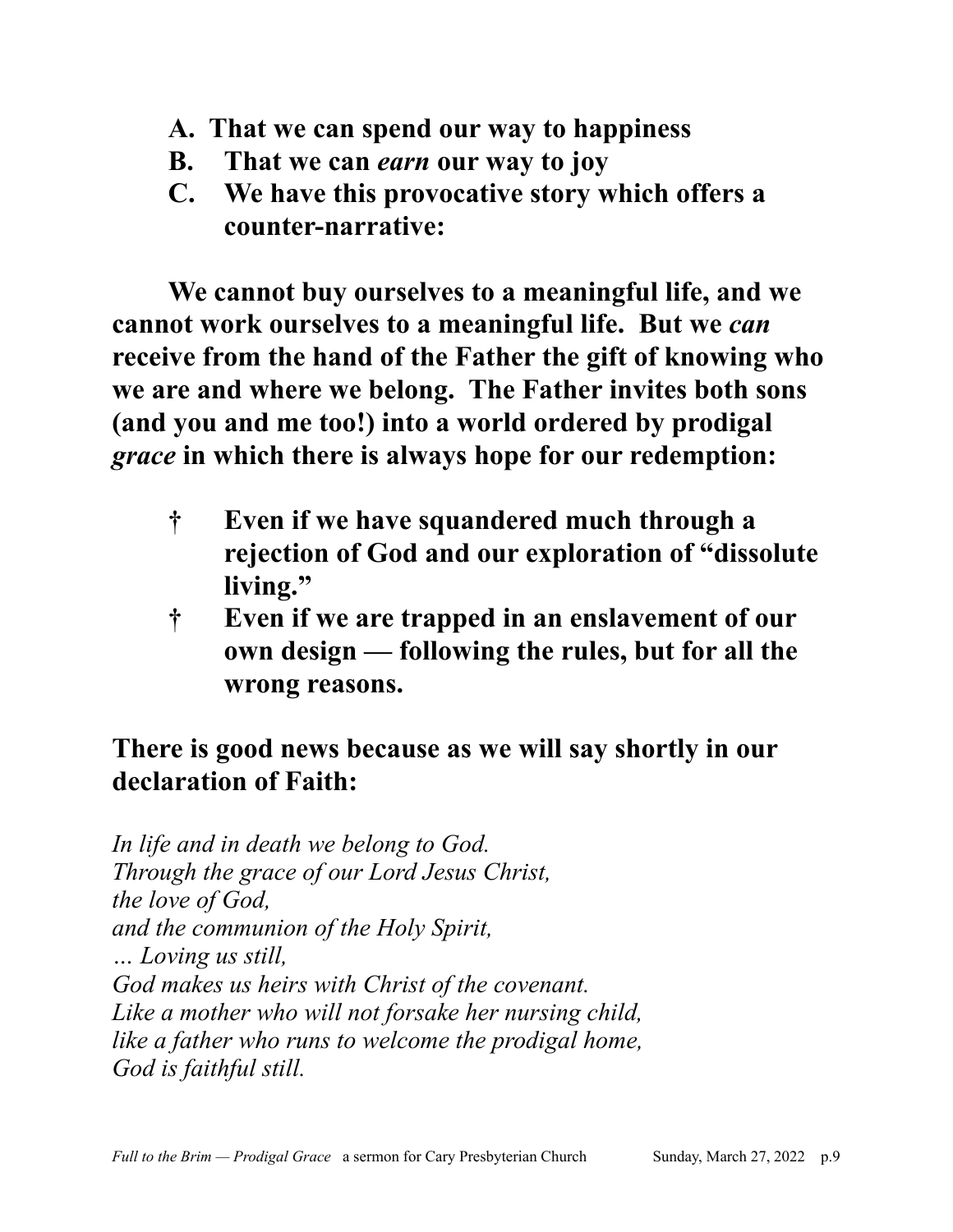**A. That we can spend our way to happiness**

**B. That we can *earn* our way to joy**

**C. We have this provocative story which offers a counter-narrative:**

**We cannot buy ourselves to a meaningful life, and we cannot work ourselves to a meaningful life. But we *can* receive from the hand of the Father the gift of knowing who we are and where we belong. The Father invites both sons (and you and me too!) into a world ordered by prodigal *grace* in which there is always hope for our redemption:**

- **† Even if we have squandered much through a rejection of God and our exploration of "dissolute living."**
- **† Even if we are trapped in an enslavement of our own design — following the rules, but for all the wrong reasons.**

**There is good news because as we will say shortly in our declaration of Faith:**

*In life and in death we belong to God.*
*Through the grace of our Lord Jesus Christ,*
*the love of God,*
*and the communion of the Holy Spirit,*
*… Loving us still,*
*God makes us heirs with Christ of the covenant.*
*Like a mother who will not forsake her nursing child,*
*like a father who runs to welcome the prodigal home,*
*God is faithful still.*